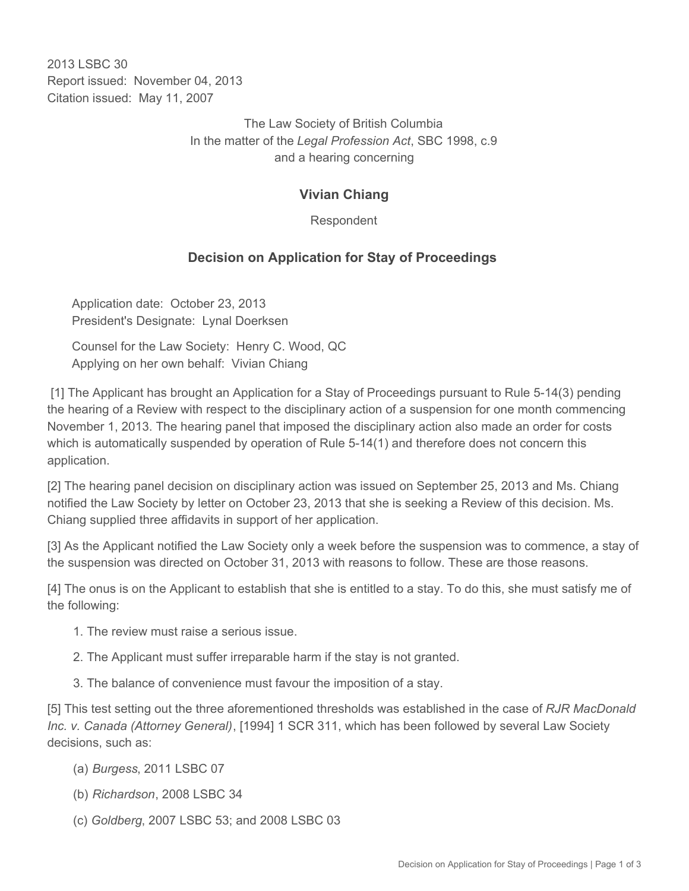2013 LSBC 30
Report issued: November 04, 2013
Citation issued: May 11, 2007

The Law Society of British Columbia
In the matter of the *Legal Profession Act*, SBC 1998, c.9
and a hearing concerning

## Vivian Chiang

Respondent

## Decision on Application for Stay of Proceedings

Application date: October 23, 2013
President's Designate: Lynal Doerksen

Counsel for the Law Society: Henry C. Wood, QC
Applying on her own behalf: Vivian Chiang

[1] The Applicant has brought an Application for a Stay of Proceedings pursuant to Rule 5-14(3) pending the hearing of a Review with respect to the disciplinary action of a suspension for one month commencing November 1, 2013. The hearing panel that imposed the disciplinary action also made an order for costs which is automatically suspended by operation of Rule 5-14(1) and therefore does not concern this application.

[2] The hearing panel decision on disciplinary action was issued on September 25, 2013 and Ms. Chiang notified the Law Society by letter on October 23, 2013 that she is seeking a Review of this decision. Ms. Chiang supplied three affidavits in support of her application.

[3] As the Applicant notified the Law Society only a week before the suspension was to commence, a stay of the suspension was directed on October 31, 2013 with reasons to follow. These are those reasons.

[4] The onus is on the Applicant to establish that she is entitled to a stay. To do this, she must satisfy me of the following:

1. The review must raise a serious issue.
2. The Applicant must suffer irreparable harm if the stay is not granted.
3. The balance of convenience must favour the imposition of a stay.

[5] This test setting out the three aforementioned thresholds was established in the case of *RJR MacDonald Inc. v. Canada (Attorney General)*, [1994] 1 SCR 311, which has been followed by several Law Society decisions, such as:

(a) *Burgess*, 2011 LSBC 07

(b) *Richardson*, 2008 LSBC 34

(c) *Goldberg*, 2007 LSBC 53; and 2008 LSBC 03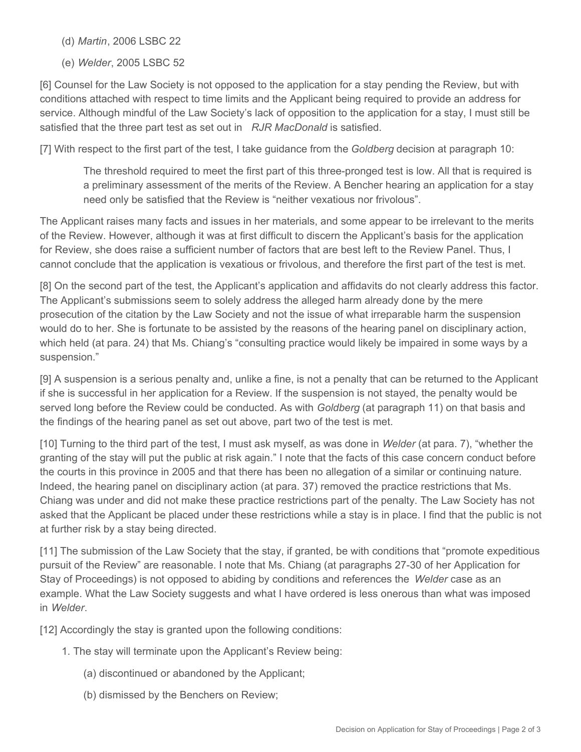(d) *Martin*, 2006 LSBC 22

(e) *Welder*, 2005 LSBC 52

[6] Counsel for the Law Society is not opposed to the application for a stay pending the Review, but with conditions attached with respect to time limits and the Applicant being required to provide an address for service. Although mindful of the Law Society's lack of opposition to the application for a stay, I must still be satisfied that the three part test as set out in *RJR MacDonald* is satisfied.

[7] With respect to the first part of the test, I take guidance from the *Goldberg* decision at paragraph 10:

> The threshold required to meet the first part of this three-pronged test is low. All that is required is a preliminary assessment of the merits of the Review. A Bencher hearing an application for a stay need only be satisfied that the Review is "neither vexatious nor frivolous".

The Applicant raises many facts and issues in her materials, and some appear to be irrelevant to the merits of the Review. However, although it was at first difficult to discern the Applicant's basis for the application for Review, she does raise a sufficient number of factors that are best left to the Review Panel. Thus, I cannot conclude that the application is vexatious or frivolous, and therefore the first part of the test is met.

[8] On the second part of the test, the Applicant's application and affidavits do not clearly address this factor. The Applicant's submissions seem to solely address the alleged harm already done by the mere prosecution of the citation by the Law Society and not the issue of what irreparable harm the suspension would do to her. She is fortunate to be assisted by the reasons of the hearing panel on disciplinary action, which held (at para. 24) that Ms. Chiang's "consulting practice would likely be impaired in some ways by a suspension."

[9] A suspension is a serious penalty and, unlike a fine, is not a penalty that can be returned to the Applicant if she is successful in her application for a Review. If the suspension is not stayed, the penalty would be served long before the Review could be conducted. As with *Goldberg* (at paragraph 11) on that basis and the findings of the hearing panel as set out above, part two of the test is met.

[10] Turning to the third part of the test, I must ask myself, as was done in *Welder* (at para. 7), "whether the granting of the stay will put the public at risk again." I note that the facts of this case concern conduct before the courts in this province in 2005 and that there has been no allegation of a similar or continuing nature. Indeed, the hearing panel on disciplinary action (at para. 37) removed the practice restrictions that Ms. Chiang was under and did not make these practice restrictions part of the penalty. The Law Society has not asked that the Applicant be placed under these restrictions while a stay is in place. I find that the public is not at further risk by a stay being directed.

[11] The submission of the Law Society that the stay, if granted, be with conditions that "promote expeditious pursuit of the Review" are reasonable. I note that Ms. Chiang (at paragraphs 27-30 of her Application for Stay of Proceedings) is not opposed to abiding by conditions and references the *Welder* case as an example. What the Law Society suggests and what I have ordered is less onerous than what was imposed in *Welder*.

[12] Accordingly the stay is granted upon the following conditions:

1. The stay will terminate upon the Applicant's Review being:

    (a) discontinued or abandoned by the Applicant;

    (b) dismissed by the Benchers on Review;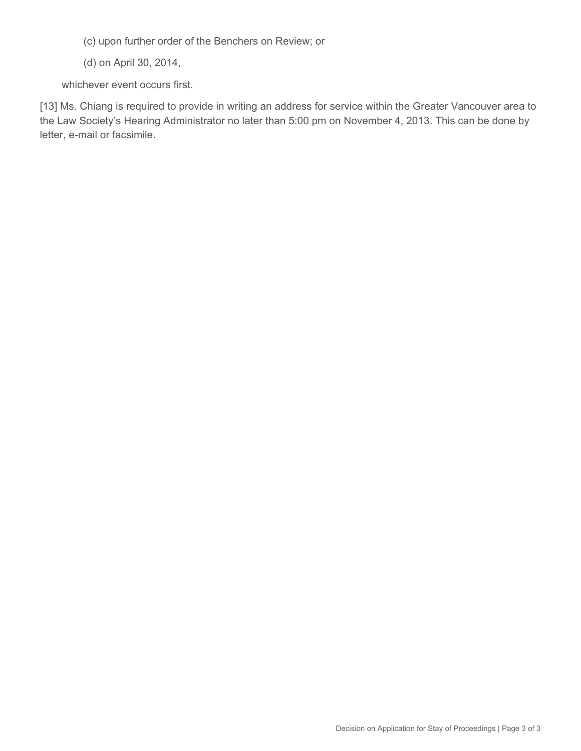(c) upon further order of the Benchers on Review; or

(d) on April 30, 2014,

whichever event occurs first.

[13] Ms. Chiang is required to provide in writing an address for service within the Greater Vancouver area to the Law Society's Hearing Administrator no later than 5:00 pm on November 4, 2013. This can be done by letter, e-mail or facsimile.